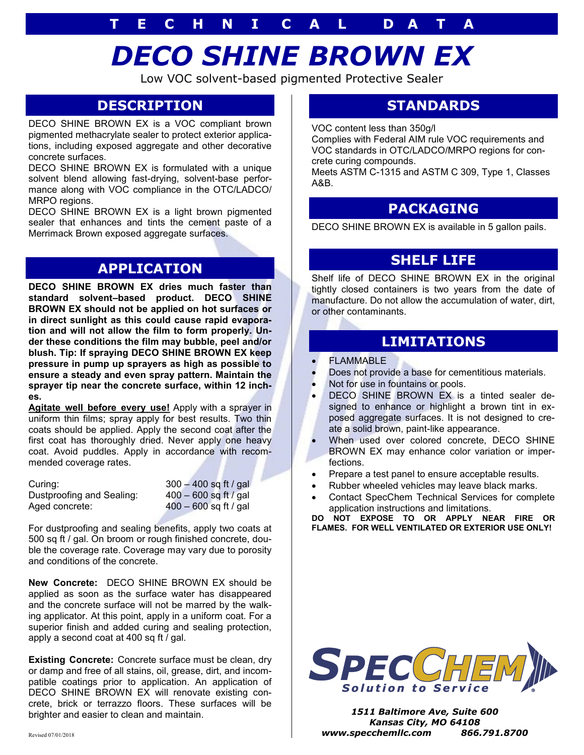# TECHNICAL DATA

# DECO SHINE BROWN EX

Low VOC solvent-based pigmented Protective Sealer

## DESCRIPTION

DECO SHINE BROWN EX is a VOC compliant brown pigmented methacrylate sealer to protect exterior applications, including exposed aggregate and other decorative concrete surfaces.

DECO SHINE BROWN EX is formulated with a unique solvent blend allowing fast-drying, solvent-base performance along with VOC compliance in the OTC/LADCO/MRPO regions.

DECO SHINE BROWN EX is a light brown pigmented sealer that enhances and tints the cement paste of a Merrimack Brown exposed aggregate surfaces.

## APPLICATION

**DECO SHINE BROWN EX dries much faster than standard solvent–based product. DECO SHINE BROWN EX should not be applied on hot surfaces or in direct sunlight as this could cause rapid evaporation and will not allow the film to form properly. Under these conditions the film may bubble, peel and/or blush. Tip: If spraying DECO SHINE BROWN EX keep pressure in pump up sprayers as high as possible to ensure a steady and even spray pattern. Maintain the sprayer tip near the concrete surface, within 12 inches.**

**Agitate well before every use!** Apply with a sprayer in uniform thin films; spray apply for best results. Two thin coats should be applied. Apply the second coat after the first coat has thoroughly dried. Never apply one heavy coat. Avoid puddles. Apply in accordance with recommended coverage rates.

| | |
|---|---|
| Curing: | 300 – 400 sq ft / gal |
| Dustproofing and Sealing: | 400 – 600 sq ft / gal |
| Aged concrete: | 400 – 600 sq ft / gal |

For dustproofing and sealing benefits, apply two coats at 500 sq ft / gal. On broom or rough finished concrete, double the coverage rate. Coverage may vary due to porosity and conditions of the concrete.

**New Concrete:** DECO SHINE BROWN EX should be applied as soon as the surface water has disappeared and the concrete surface will not be marred by the walking applicator. At this point, apply in a uniform coat. For a superior finish and added curing and sealing protection, apply a second coat at 400 sq ft / gal.

**Existing Concrete:** Concrete surface must be clean, dry or damp and free of all stains, oil, grease, dirt, and incompatible coatings prior to application. An application of DECO SHINE BROWN EX will renovate existing concrete, brick or terrazzo floors. These surfaces will be brighter and easier to clean and maintain.

## STANDARDS

VOC content less than 350g/l

Complies with Federal AIM rule VOC requirements and VOC standards in OTC/LADCO/MRPO regions for concrete curing compounds.

Meets ASTM C-1315 and ASTM C 309, Type 1, Classes A&B.

## PACKAGING

DECO SHINE BROWN EX is available in 5 gallon pails.

## SHELF LIFE

Shelf life of DECO SHINE BROWN EX in the original tightly closed containers is two years from the date of manufacture. Do not allow the accumulation of water, dirt, or other contaminants.

## LIMITATIONS

- FLAMMABLE
- Does not provide a base for cementitious materials.
- Not for use in fountains or pools.
- DECO SHINE BROWN EX is a tinted sealer designed to enhance or highlight a brown tint in exposed aggregate surfaces. It is not designed to create a solid brown, paint-like appearance.
- When used over colored concrete, DECO SHINE BROWN EX may enhance color variation or imperfections.
- Prepare a test panel to ensure acceptable results.
- Rubber wheeled vehicles may leave black marks.
- Contact SpecChem Technical Services for complete application instructions and limitations.

**DO NOT EXPOSE TO OR APPLY NEAR FIRE OR FLAMES. FOR WELL VENTILATED OR EXTERIOR USE ONLY!**

SPECCHEM — Solution to Service

*1511 Baltimore Ave, Suite 600*
*Kansas City, MO 64108*
*www.specchemllc.com 866.791.8700*

Revised 07/01/2018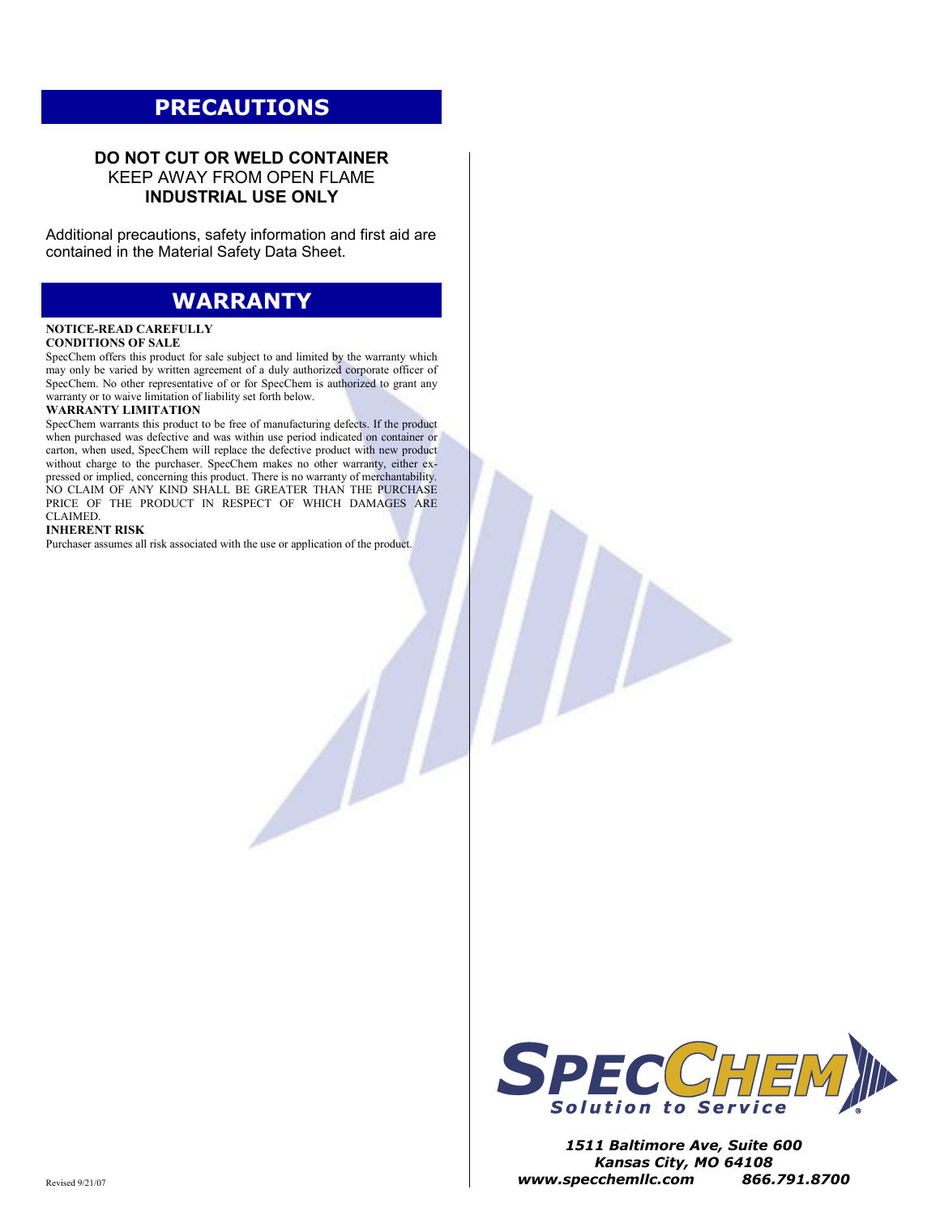## PRECAUTIONS

**DO NOT CUT OR WELD CONTAINER**
KEEP AWAY FROM OPEN FLAME
**INDUSTRIAL USE ONLY**

Additional precautions, safety information and first aid are contained in the Material Safety Data Sheet.

## WARRANTY

**NOTICE-READ CAREFULLY**
**CONDITIONS OF SALE**

SpecChem offers this product for sale subject to and limited by the warranty which may only be varied by written agreement of a duly authorized corporate officer of SpecChem. No other representative of or for SpecChem is authorized to grant any warranty or to waive limitation of liability set forth below.

**WARRANTY LIMITATION**

SpecChem warrants this product to be free of manufacturing defects. If the product when purchased was defective and was within use period indicated on container or carton, when used, SpecChem will replace the defective product with new product without charge to the purchaser. SpecChem makes no other warranty, either expressed or implied, concerning this product. There is no warranty of merchantability. NO CLAIM OF ANY KIND SHALL BE GREATER THAN THE PURCHASE PRICE OF THE PRODUCT IN RESPECT OF WHICH DAMAGES ARE CLAIMED.

**INHERENT RISK**

Purchaser assumes all risk associated with the use or application of the product.

SPECCHEM
Solution to Service

*1511 Baltimore Ave, Suite 600*
*Kansas City, MO 64108*
*www.specchemllc.com 866.791.8700*

Revised 9/21/07